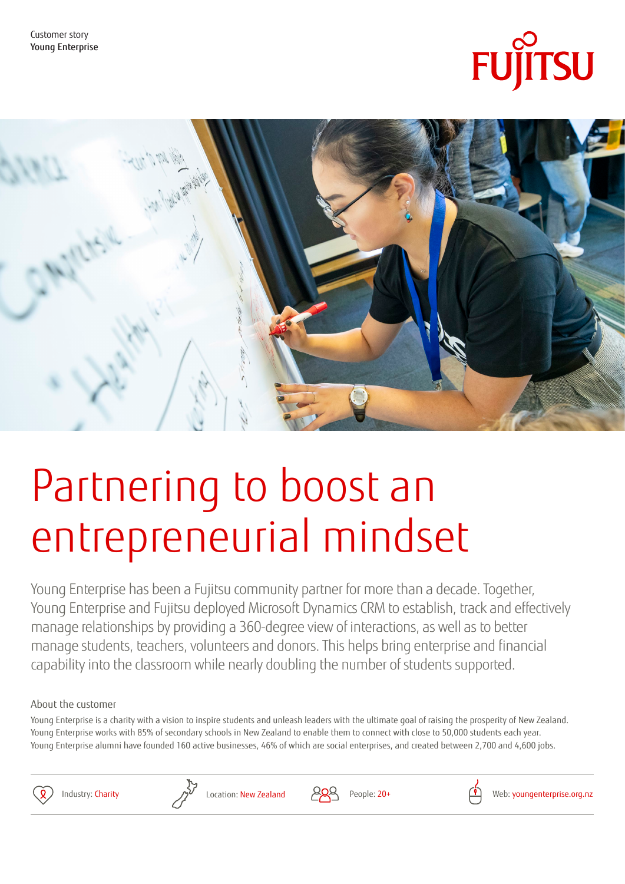Customer story
Young Enterprise

# Partnering to boost an entrepreneurial mindset

Young Enterprise has been a Fujitsu community partner for more than a decade. Together, Young Enterprise and Fujitsu deployed Microsoft Dynamics CRM to establish, track and effectively manage relationships by providing a 360-degree view of interactions, as well as to better manage students, teachers, volunteers and donors. This helps bring enterprise and financial capability into the classroom while nearly doubling the number of students supported.

## About the customer

Young Enterprise is a charity with a vision to inspire students and unleash leaders with the ultimate goal of raising the prosperity of New Zealand. Young Enterprise works with 85% of secondary schools in New Zealand to enable them to connect with close to 50,000 students each year. Young Enterprise alumni have founded 160 active businesses, 46% of which are social enterprises, and created between 2,700 and 4,600 jobs.

Industry: Charity | Location: New Zealand | People: 20+ | Web: youngenterprise.org.nz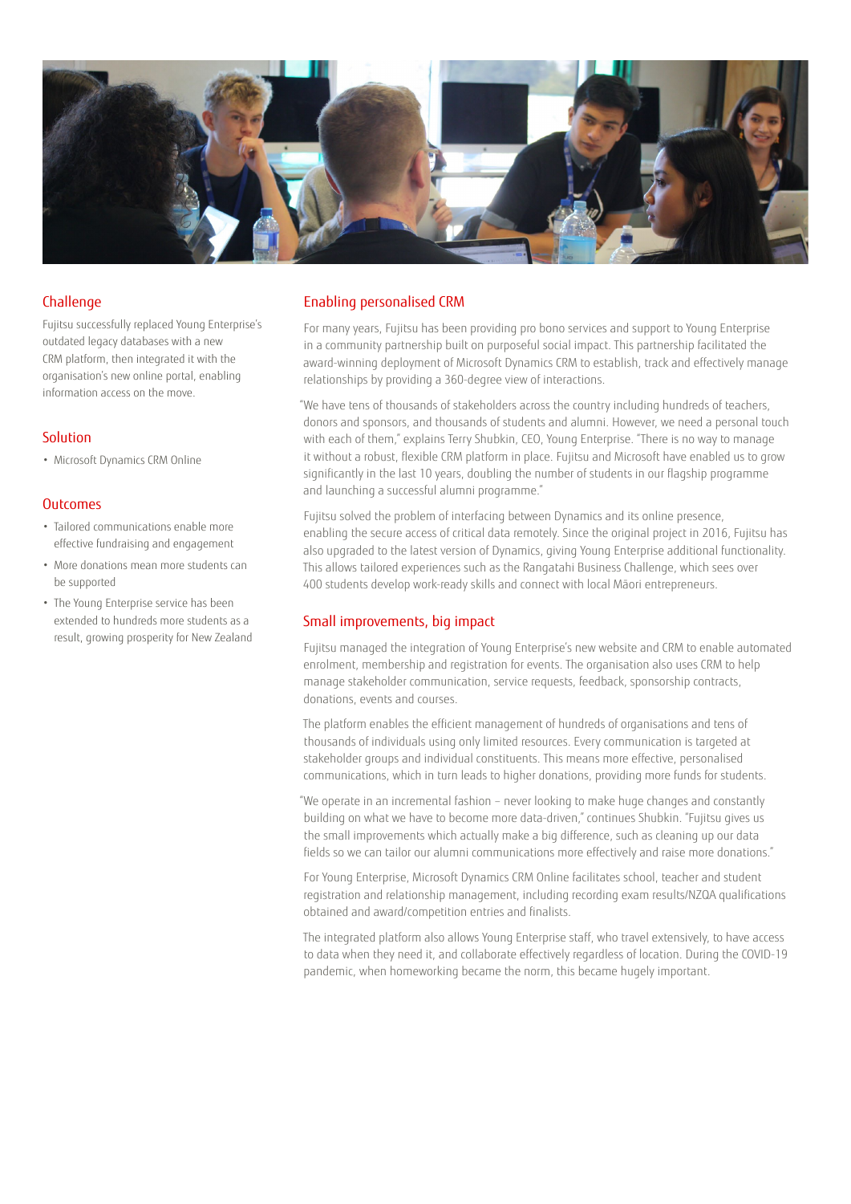## Challenge

Fujitsu successfully replaced Young Enterprise's outdated legacy databases with a new CRM platform, then integrated it with the organisation's new online portal, enabling information access on the move.

## Solution

- Microsoft Dynamics CRM Online

## Outcomes

- Tailored communications enable more effective fundraising and engagement
- More donations mean more students can be supported
- The Young Enterprise service has been extended to hundreds more students as a result, growing prosperity for New Zealand

## Enabling personalised CRM

For many years, Fujitsu has been providing pro bono services and support to Young Enterprise in a community partnership built on purposeful social impact. This partnership facilitated the award-winning deployment of Microsoft Dynamics CRM to establish, track and effectively manage relationships by providing a 360-degree view of interactions.

"We have tens of thousands of stakeholders across the country including hundreds of teachers, donors and sponsors, and thousands of students and alumni. However, we need a personal touch with each of them," explains Terry Shubkin, CEO, Young Enterprise. "There is no way to manage it without a robust, flexible CRM platform in place. Fujitsu and Microsoft have enabled us to grow significantly in the last 10 years, doubling the number of students in our flagship programme and launching a successful alumni programme."

Fujitsu solved the problem of interfacing between Dynamics and its online presence, enabling the secure access of critical data remotely. Since the original project in 2016, Fujitsu has also upgraded to the latest version of Dynamics, giving Young Enterprise additional functionality. This allows tailored experiences such as the Rangatahi Business Challenge, which sees over 400 students develop work-ready skills and connect with local Māori entrepreneurs.

## Small improvements, big impact

Fujitsu managed the integration of Young Enterprise's new website and CRM to enable automated enrolment, membership and registration for events. The organisation also uses CRM to help manage stakeholder communication, service requests, feedback, sponsorship contracts, donations, events and courses.

The platform enables the efficient management of hundreds of organisations and tens of thousands of individuals using only limited resources. Every communication is targeted at stakeholder groups and individual constituents. This means more effective, personalised communications, which in turn leads to higher donations, providing more funds for students.

"We operate in an incremental fashion – never looking to make huge changes and constantly building on what we have to become more data-driven," continues Shubkin. "Fujitsu gives us the small improvements which actually make a big difference, such as cleaning up our data fields so we can tailor our alumni communications more effectively and raise more donations."

For Young Enterprise, Microsoft Dynamics CRM Online facilitates school, teacher and student registration and relationship management, including recording exam results/NZQA qualifications obtained and award/competition entries and finalists.

The integrated platform also allows Young Enterprise staff, who travel extensively, to have access to data when they need it, and collaborate effectively regardless of location. During the COVID-19 pandemic, when homeworking became the norm, this became hugely important.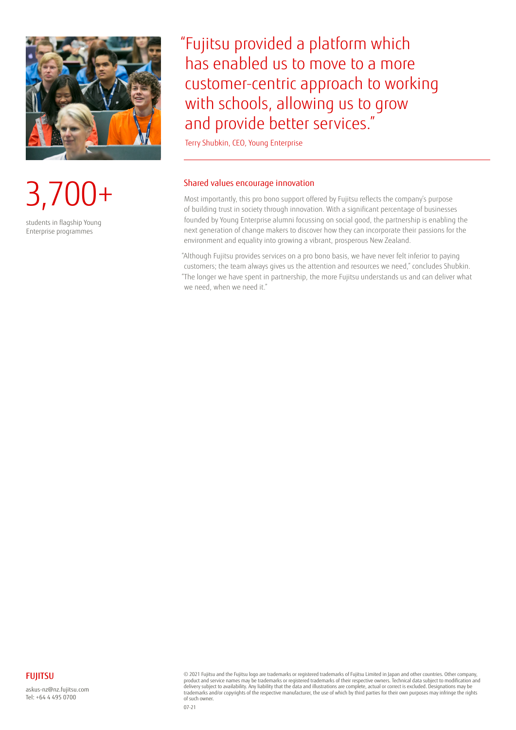> "Fujitsu provided a platform which has enabled us to move to a more customer-centric approach to working with schools, allowing us to grow and provide better services."

Terry Shubkin, CEO, Young Enterprise

3,700+

students in flagship Young Enterprise programmes

### Shared values encourage innovation

Most importantly, this pro bono support offered by Fujitsu reflects the company's purpose of building trust in society through innovation. With a significant percentage of businesses founded by Young Enterprise alumni focussing on social good, the partnership is enabling the next generation of change makers to discover how they can incorporate their passions for the environment and equality into growing a vibrant, prosperous New Zealand.

"Although Fujitsu provides services on a pro bono basis, we have never felt inferior to paying customers; the team always gives us the attention and resources we need," concludes Shubkin. "The longer we have spent in partnership, the more Fujitsu understands us and can deliver what we need, when we need it."

**FUJITSU**

askus-nz@nz.fujitsu.com
Tel: +64 4 495 0700

© 2021 Fujitsu and the Fujitsu logo are trademarks or registered trademarks of Fujitsu Limited in Japan and other countries. Other company, product and service names may be trademarks or registered trademarks of their respective owners. Technical data subject to modification and delivery subject to availability. Any liability that the data and illustrations are complete, actual or correct is excluded. Designations may be trademarks and/or copyrights of the respective manufacturer, the use of which by third parties for their own purposes may infringe the rights of such owner.

07-21